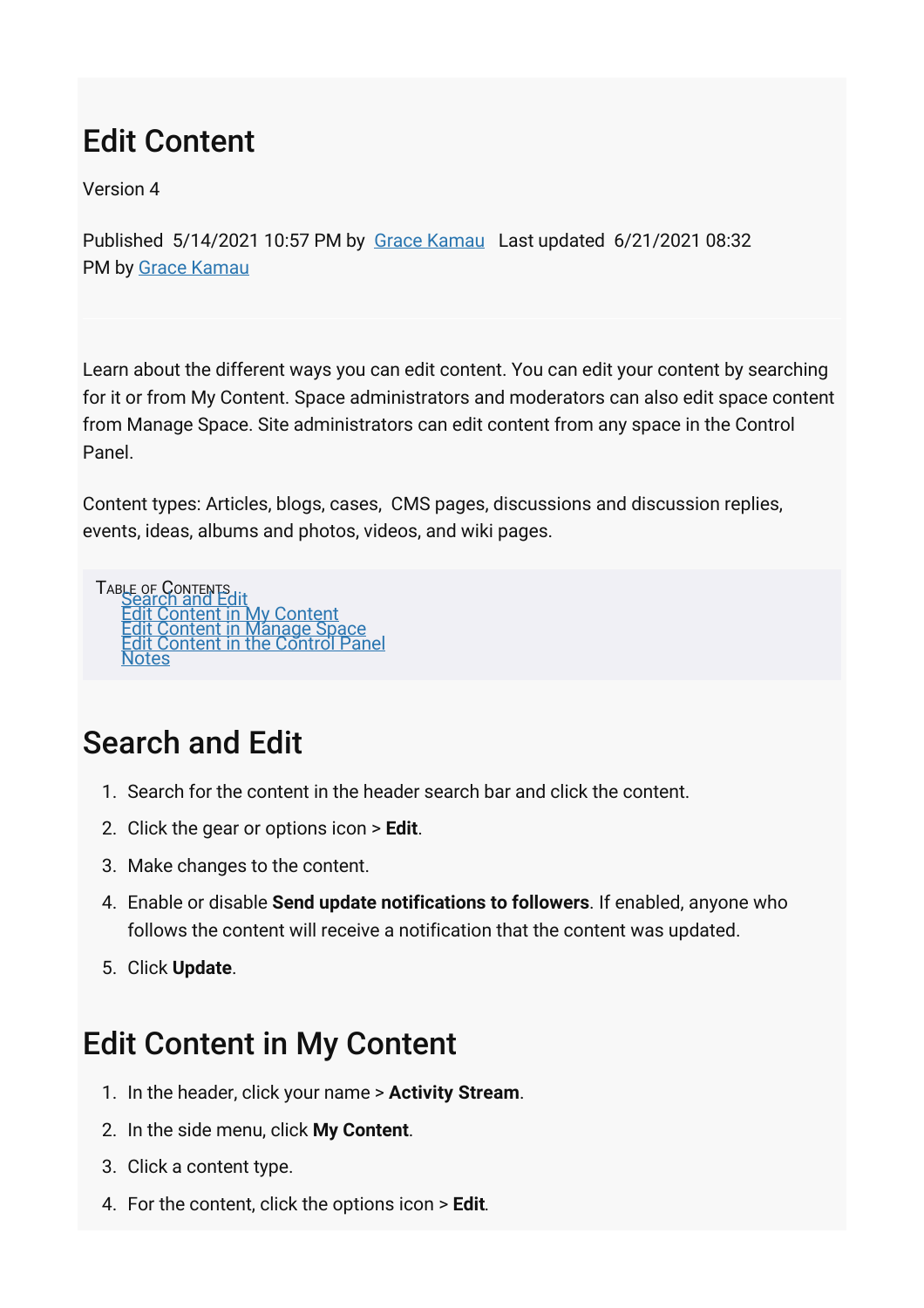# Edit Content

Version 4

Published 5/14/2021 10:57 PM by Grace Kamau Last updated 6/21/2021 08:32 PM by Grace Kamau

Learn about the different ways you can edit content. You can edit your content by searching for it or from My Content. Space administrators and moderators can also edit space content from Manage Space. Site administrators can edit content from any space in the Control Panel.

Content types: Articles, blogs, cases, CMS pages, discussions and discussion replies, events, ideas, albums and photos, videos, and wiki pages.

Table of Contents

- Search and Edit
- Edit Content in My Content
- Edit Content in Manage Space
- Edit Content in the Control Panel
- Notes

## Search and Edit

1. Search for the content in the header search bar and click the content.
2. Click the gear or options icon > **Edit**.
3. Make changes to the content.
4. Enable or disable **Send update notifications to followers**. If enabled, anyone who follows the content will receive a notification that the content was updated.
5. Click **Update**.

## Edit Content in My Content

1. In the header, click your name > **Activity Stream**.
2. In the side menu, click **My Content**.
3. Click a content type.
4. For the content, click the options icon > **Edit**.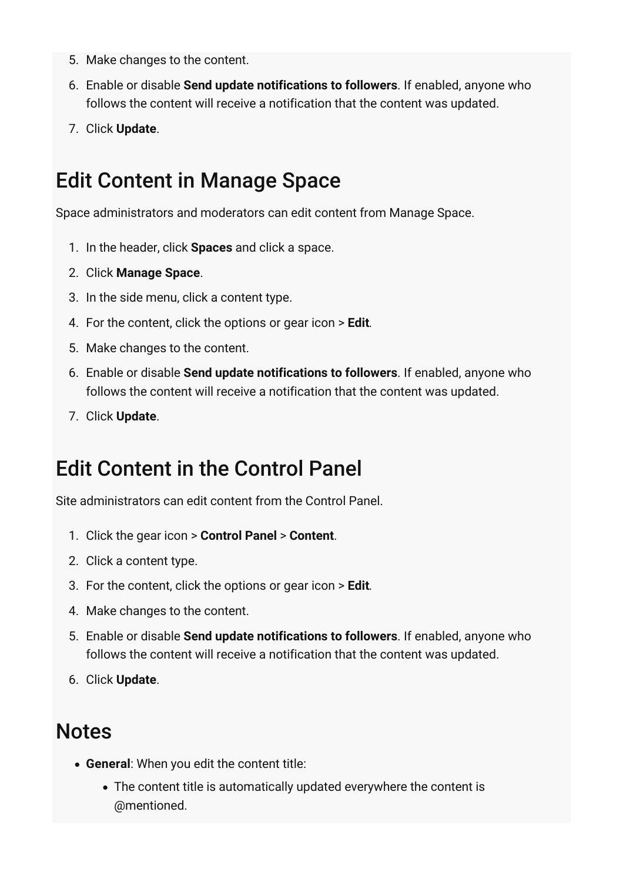5. Make changes to the content.
6. Enable or disable **Send update notifications to followers**. If enabled, anyone who follows the content will receive a notification that the content was updated.
7. Click **Update**.

## Edit Content in Manage Space

Space administrators and moderators can edit content from Manage Space.

1. In the header, click **Spaces** and click a space.
2. Click **Manage Space**.
3. In the side menu, click a content type.
4. For the content, click the options or gear icon > **Edit**.
5. Make changes to the content.
6. Enable or disable **Send update notifications to followers**. If enabled, anyone who follows the content will receive a notification that the content was updated.
7. Click **Update**.

## Edit Content in the Control Panel

Site administrators can edit content from the Control Panel.

1. Click the gear icon > **Control Panel** > **Content**.
2. Click a content type.
3. For the content, click the options or gear icon > **Edit**.
4. Make changes to the content.
5. Enable or disable **Send update notifications to followers**. If enabled, anyone who follows the content will receive a notification that the content was updated.
6. Click **Update**.

## Notes

- **General**: When you edit the content title:
  - The content title is automatically updated everywhere the content is @mentioned.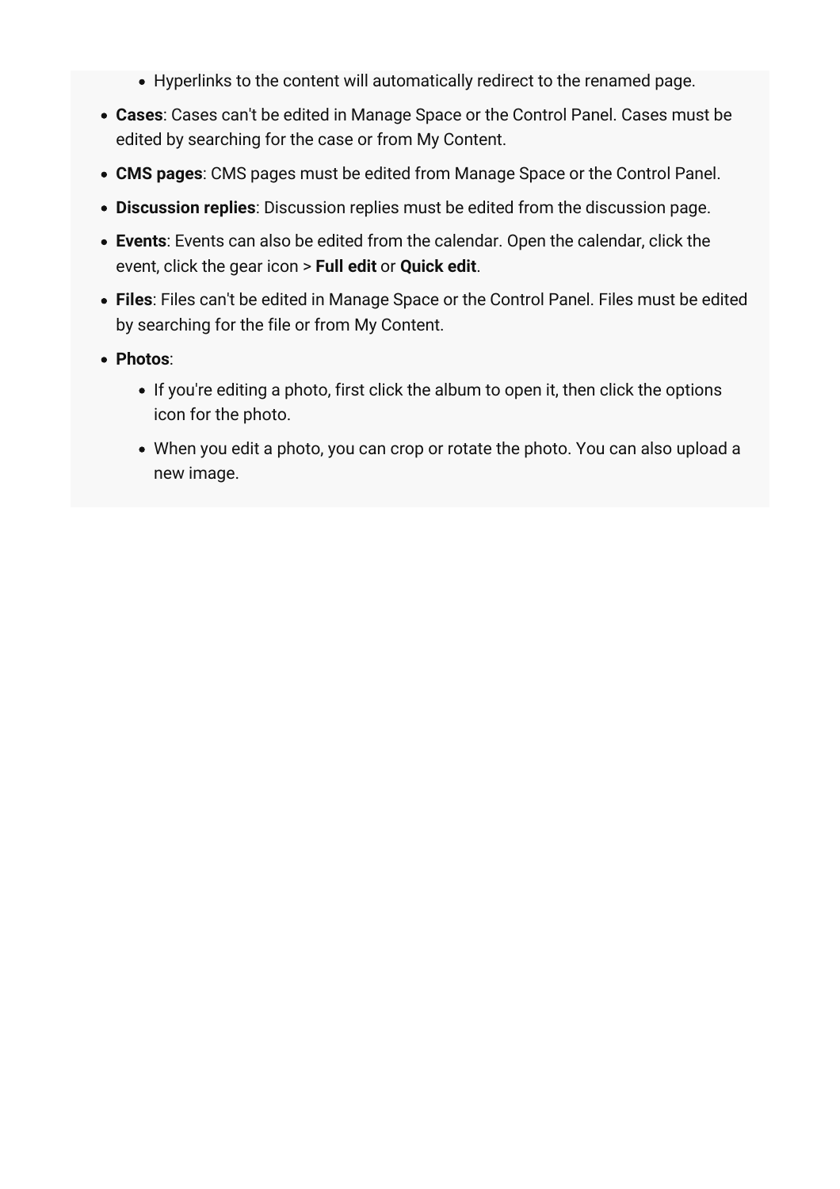- Hyperlinks to the content will automatically redirect to the renamed page.
- **Cases**: Cases can't be edited in Manage Space or the Control Panel. Cases must be edited by searching for the case or from My Content.
- **CMS pages**: CMS pages must be edited from Manage Space or the Control Panel.
- **Discussion replies**: Discussion replies must be edited from the discussion page.
- **Events**: Events can also be edited from the calendar. Open the calendar, click the event, click the gear icon > **Full edit** or **Quick edit**.
- **Files**: Files can't be edited in Manage Space or the Control Panel. Files must be edited by searching for the file or from My Content.
- **Photos**:
    - If you're editing a photo, first click the album to open it, then click the options icon for the photo.
    - When you edit a photo, you can crop or rotate the photo. You can also upload a new image.